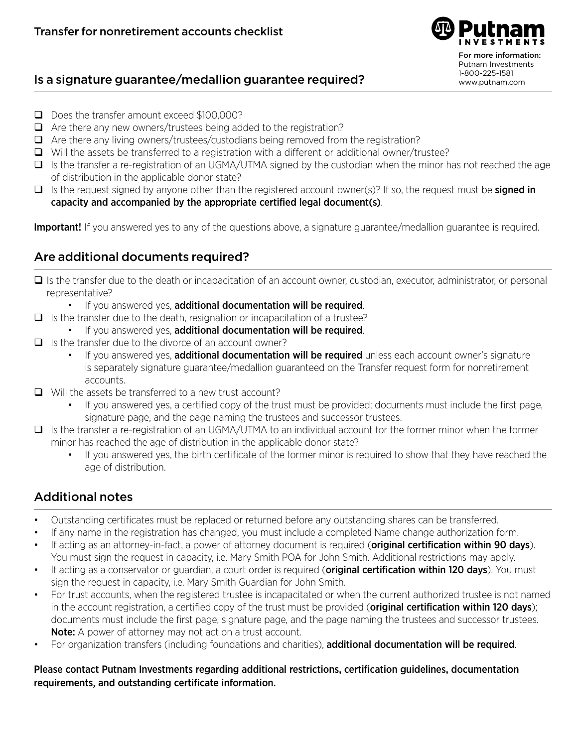# Transfer for nonretirement accounts checklist

Putnam Investments

For more information:
Putnam Investments
1-800-225-1581
www.putnam.com

## Is a signature guarantee/medallion guarantee required?

- ☐ Does the transfer amount exceed $100,000?
- ☐ Are there any new owners/trustees being added to the registration?
- ☐ Are there any living owners/trustees/custodians being removed from the registration?
- ☐ Will the assets be transferred to a registration with a different or additional owner/trustee?
- ☐ Is the transfer a re-registration of an UGMA/UTMA signed by the custodian when the minor has not reached the age of distribution in the applicable donor state?
- ☐ Is the request signed by anyone other than the registered account owner(s)? If so, the request must be **signed in capacity and accompanied by the appropriate certified legal document(s)**.

**Important!** If you answered yes to any of the questions above, a signature guarantee/medallion guarantee is required.

## Are additional documents required?

- ☐ Is the transfer due to the death or incapacitation of an account owner, custodian, executor, administrator, or personal representative?
  - If you answered yes, **additional documentation will be required**.
- ☐ Is the transfer due to the death, resignation or incapacitation of a trustee?
  - If you answered yes, **additional documentation will be required**.
- ☐ Is the transfer due to the divorce of an account owner?
  - If you answered yes, **additional documentation will be required** unless each account owner's signature is separately signature guarantee/medallion guaranteed on the Transfer request form for nonretirement accounts.
- ☐ Will the assets be transferred to a new trust account?
  - If you answered yes, a certified copy of the trust must be provided; documents must include the first page, signature page, and the page naming the trustees and successor trustees.
- ☐ Is the transfer a re-registration of an UGMA/UTMA to an individual account for the former minor when the former minor has reached the age of distribution in the applicable donor state?
  - If you answered yes, the birth certificate of the former minor is required to show that they have reached the age of distribution.

## Additional notes

- Outstanding certificates must be replaced or returned before any outstanding shares can be transferred.
- If any name in the registration has changed, you must include a completed Name change authorization form.
- If acting as an attorney-in-fact, a power of attorney document is required (**original certification within 90 days**). You must sign the request in capacity, i.e. Mary Smith POA for John Smith. Additional restrictions may apply.
- If acting as a conservator or guardian, a court order is required (**original certification within 120 days**). You must sign the request in capacity, i.e. Mary Smith Guardian for John Smith.
- For trust accounts, when the registered trustee is incapacitated or when the current authorized trustee is not named in the account registration, a certified copy of the trust must be provided (**original certification within 120 days**); documents must include the first page, signature page, and the page naming the trustees and successor trustees. **Note:** A power of attorney may not act on a trust account.
- For organization transfers (including foundations and charities), **additional documentation will be required**.

**Please contact Putnam Investments regarding additional restrictions, certification guidelines, documentation requirements, and outstanding certificate information.**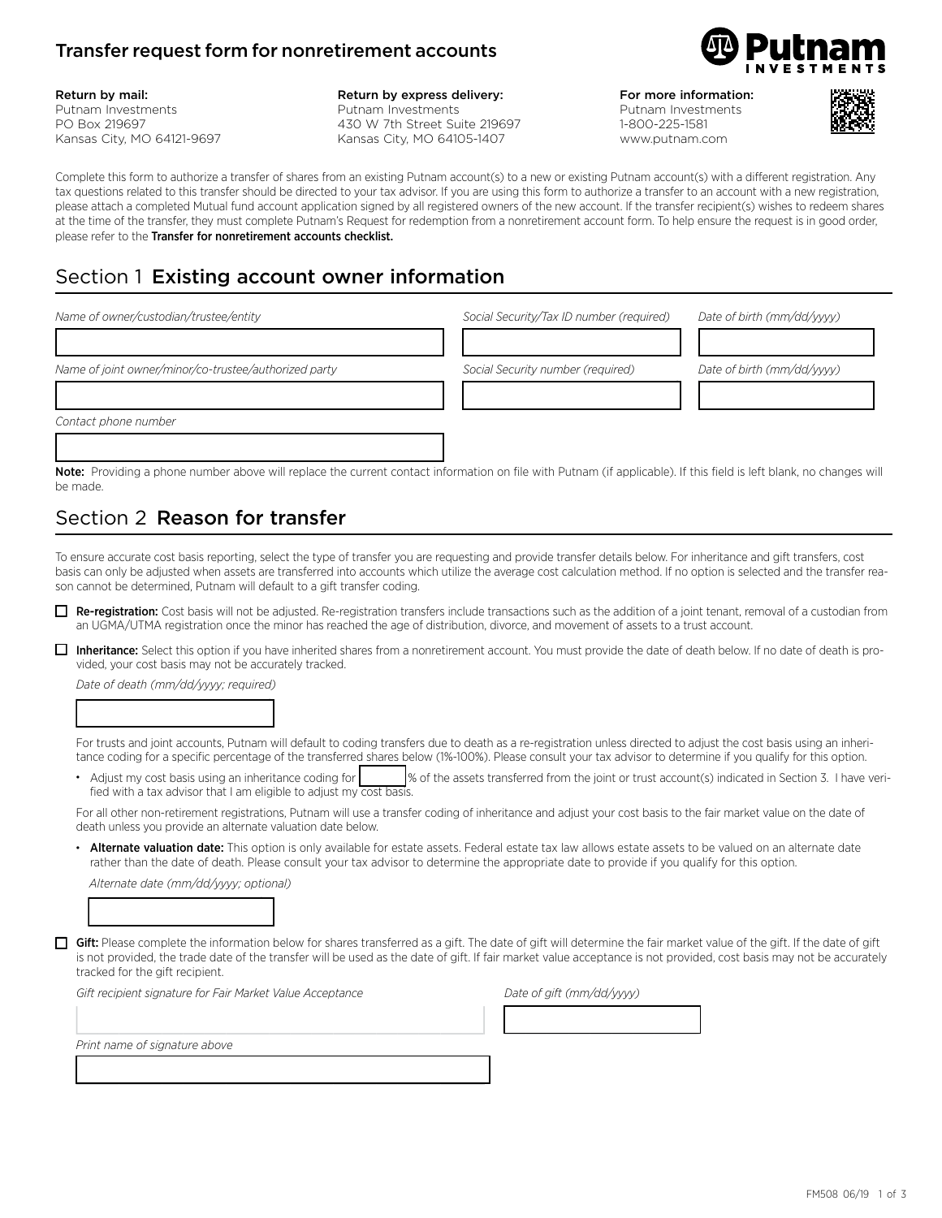# Transfer request form for nonretirement accounts

**Return by mail:**
Putnam Investments
PO Box 219697
Kansas City, MO 64121-9697

**Return by express delivery:**
Putnam Investments
430 W 7th Street Suite 219697
Kansas City, MO 64105-1407

**For more information:**
Putnam Investments
1-800-225-1581
www.putnam.com

Complete this form to authorize a transfer of shares from an existing Putnam account(s) to a new or existing Putnam account(s) with a different registration. Any tax questions related to this transfer should be directed to your tax advisor. If you are using this form to authorize a transfer to an account with a new registration, please attach a completed Mutual fund account application signed by all registered owners of the new account. If the transfer recipient(s) wishes to redeem shares at the time of the transfer, they must complete Putnam's Request for redemption from a nonretirement account form. To help ensure the request is in good order, please refer to the **Transfer for nonretirement accounts checklist.**

## Section 1 Existing account owner information

*Name of owner/custodian/trustee/entity* | *Social Security/Tax ID number (required)* | *Date of birth (mm/dd/yyyy)*

*Name of joint owner/minor/co-trustee/authorized party* | *Social Security number (required)* | *Date of birth (mm/dd/yyyy)*

*Contact phone number*

**Note:** Providing a phone number above will replace the current contact information on file with Putnam (if applicable). If this field is left blank, no changes will be made.

## Section 2 Reason for transfer

To ensure accurate cost basis reporting, select the type of transfer you are requesting and provide transfer details below. For inheritance and gift transfers, cost basis can only be adjusted when assets are transferred into accounts which utilize the average cost calculation method. If no option is selected and the transfer reason cannot be determined, Putnam will default to a gift transfer coding.

☐ **Re-registration:** Cost basis will not be adjusted. Re-registration transfers include transactions such as the addition of a joint tenant, removal of a custodian from an UGMA/UTMA registration once the minor has reached the age of distribution, divorce, and movement of assets to a trust account.

☐ **Inheritance:** Select this option if you have inherited shares from a nonretirement account. You must provide the date of death below. If no date of death is provided, your cost basis may not be accurately tracked.

*Date of death (mm/dd/yyyy; required)*

For trusts and joint accounts, Putnam will default to coding transfers due to death as a re-registration unless directed to adjust the cost basis using an inheritance coding for a specific percentage of the transferred shares below (1%-100%). Please consult your tax advisor to determine if you qualify for this option.

- Adjust my cost basis using an inheritance coding for ______% of the assets transferred from the joint or trust account(s) indicated in Section 3. I have verified with a tax advisor that I am eligible to adjust my cost basis.

For all other non-retirement registrations, Putnam will use a transfer coding of inheritance and adjust your cost basis to the fair market value on the date of death unless you provide an alternate valuation date below.

- **Alternate valuation date:** This option is only available for estate assets. Federal estate tax law allows estate assets to be valued on an alternate date rather than the date of death. Please consult your tax advisor to determine the appropriate date to provide if you qualify for this option.

*Alternate date (mm/dd/yyyy; optional)*

☐ **Gift:** Please complete the information below for shares transferred as a gift. The date of gift will determine the fair market value of the gift. If the date of gift is not provided, the trade date of the transfer will be used as the date of gift. If fair market value acceptance is not provided, cost basis may not be accurately tracked for the gift recipient.

*Gift recipient signature for Fair Market Value Acceptance* | *Date of gift (mm/dd/yyyy)*

*Print name of signature above*

FM508 06/19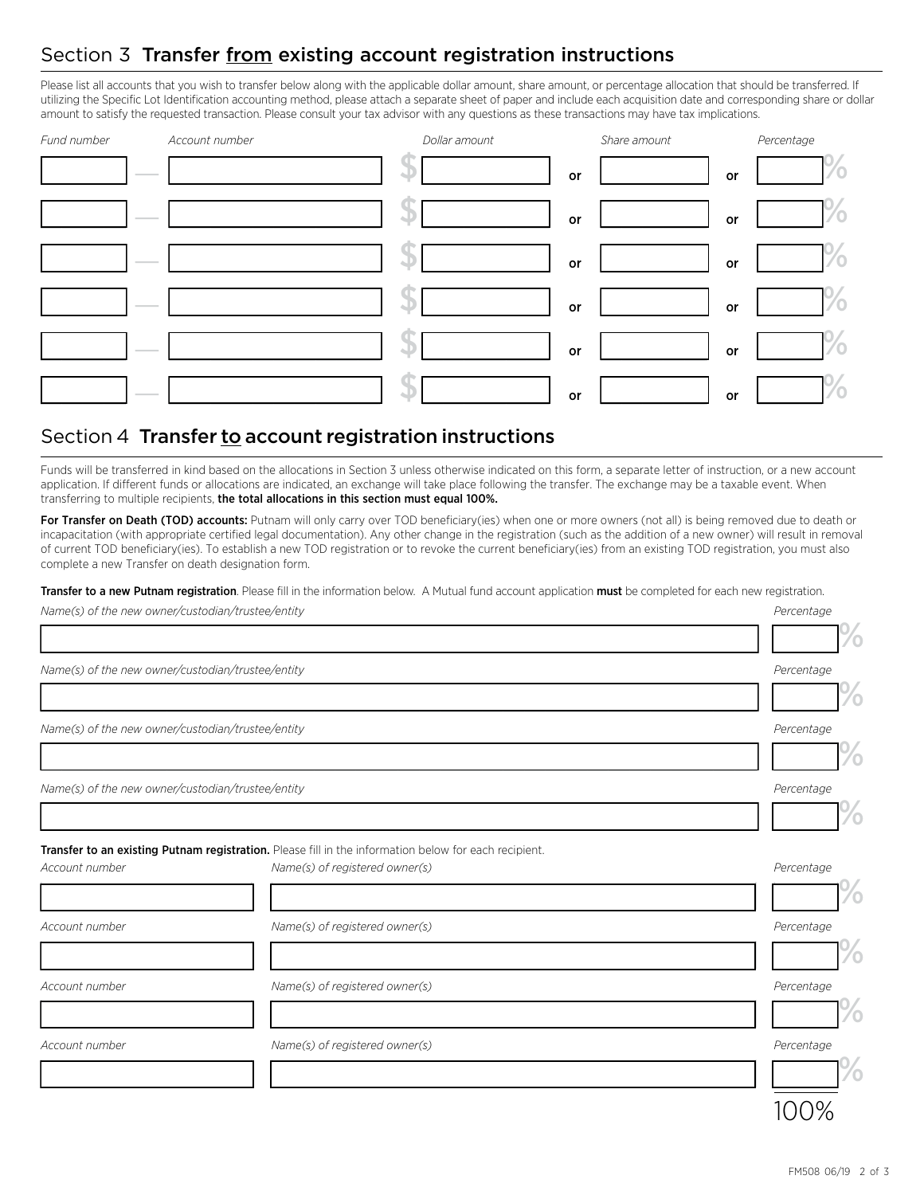## Section 3 **Transfer from existing account registration instructions**

Please list all accounts that you wish to transfer below along with the applicable dollar amount, share amount, or percentage allocation that should be transferred. If utilizing the Specific Lot Identification accounting method, please attach a separate sheet of paper and include each acquisition date and corresponding share or dollar amount to satisfy the requested transaction. Please consult your tax advisor with any questions as these transactions may have tax implications.

| *Fund number* | | *Account number* | *Dollar amount* | | *Share amount* | | *Percentage* |
|---|---|---|---|---|---|---|---|
| | — | | $ | or | | or | % |
| | — | | $ | or | | or | % |
| | — | | $ | or | | or | % |
| | — | | $ | or | | or | % |
| | — | | $ | or | | or | % |
| | — | | $ | or | | or | % |

## Section 4 **Transfer to account registration instructions**

Funds will be transferred in kind based on the allocations in Section 3 unless otherwise indicated on this form, a separate letter of instruction, or a new account application. If different funds or allocations are indicated, an exchange will take place following the transfer. The exchange may be a taxable event. When transferring to multiple recipients, **the total allocations in this section must equal 100%.**

**For Transfer on Death (TOD) accounts:** Putnam will only carry over TOD beneficiary(ies) when one or more owners (not all) is being removed due to death or incapacitation (with appropriate certified legal documentation). Any other change in the registration (such as the addition of a new owner) will result in removal of current TOD beneficiary(ies). To establish a new TOD registration or to revoke the current beneficiary(ies) from an existing TOD registration, you must also complete a new Transfer on death designation form.

**Transfer to a new Putnam registration**. Please fill in the information below. A Mutual fund account application **must** be completed for each new registration.

| *Name(s) of the new owner/custodian/trustee/entity* | *Percentage* |
|---|---|
| | % |
| | % |
| | % |
| | % |

**Transfer to an existing Putnam registration.** Please fill in the information below for each recipient.

| *Account number* | *Name(s) of registered owner(s)* | *Percentage* |
|---|---|---|
| | | % |
| | | % |
| | | % |
| | | % |
| | | 100% |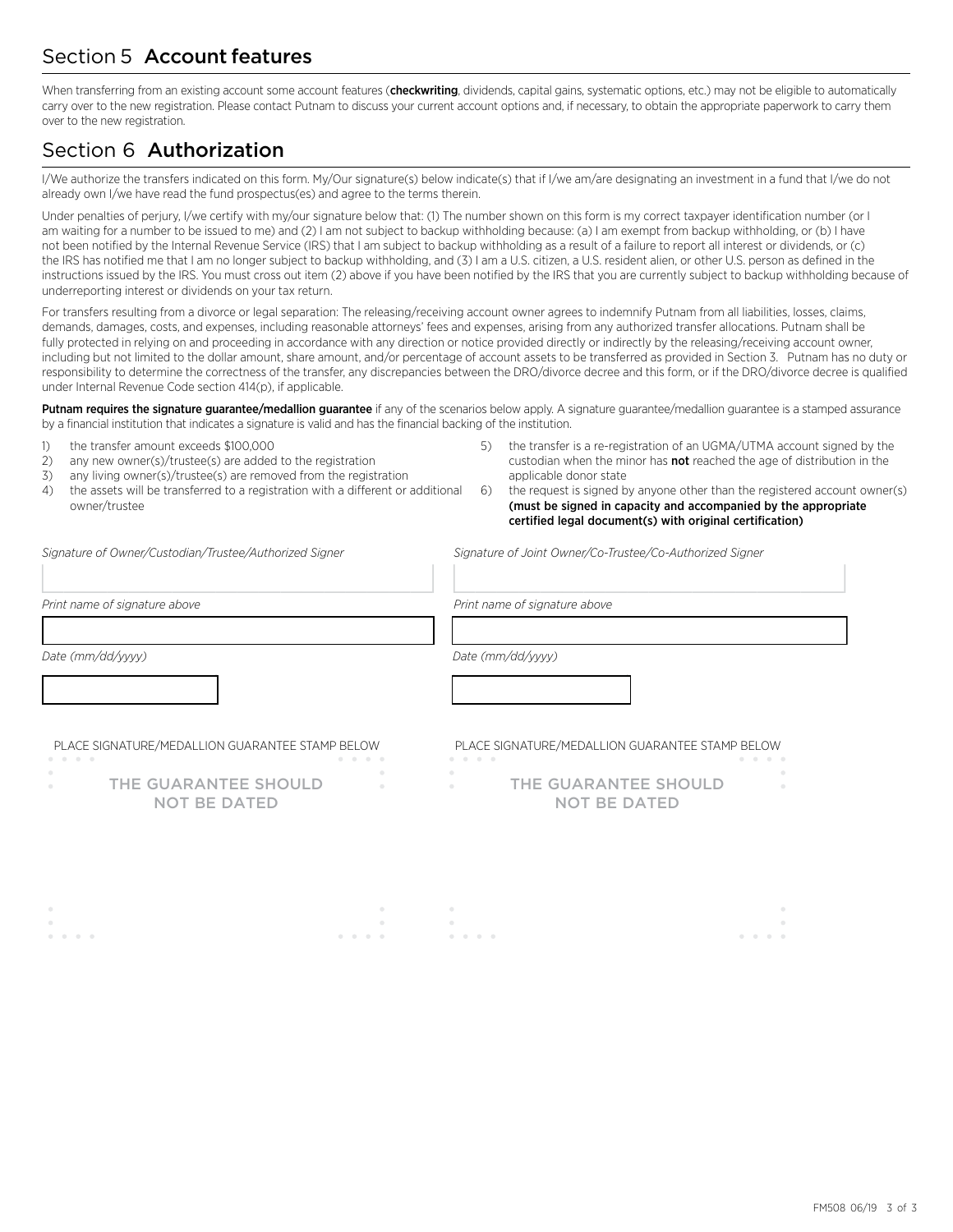## Section 5 **Account features**

When transferring from an existing account some account features (**checkwriting**, dividends, capital gains, systematic options, etc.) may not be eligible to automatically carry over to the new registration. Please contact Putnam to discuss your current account options and, if necessary, to obtain the appropriate paperwork to carry them over to the new registration.

## Section 6 **Authorization**

I/We authorize the transfers indicated on this form. My/Our signature(s) below indicate(s) that if I/we am/are designating an investment in a fund that I/we do not already own I/we have read the fund prospectus(es) and agree to the terms therein.

Under penalties of perjury, I/we certify with my/our signature below that: (1) The number shown on this form is my correct taxpayer identification number (or I am waiting for a number to be issued to me) and (2) I am not subject to backup withholding because: (a) I am exempt from backup withholding, or (b) I have not been notified by the Internal Revenue Service (IRS) that I am subject to backup withholding as a result of a failure to report all interest or dividends, or (c) the IRS has notified me that I am no longer subject to backup withholding, and (3) I am a U.S. citizen, a U.S. resident alien, or other U.S. person as defined in the instructions issued by the IRS. You must cross out item (2) above if you have been notified by the IRS that you are currently subject to backup withholding because of underreporting interest or dividends on your tax return.

For transfers resulting from a divorce or legal separation: The releasing/receiving account owner agrees to indemnify Putnam from all liabilities, losses, claims, demands, damages, costs, and expenses, including reasonable attorneys' fees and expenses, arising from any authorized transfer allocations. Putnam shall be fully protected in relying on and proceeding in accordance with any direction or notice provided directly or indirectly by the releasing/receiving account owner, including but not limited to the dollar amount, share amount, and/or percentage of account assets to be transferred as provided in Section 3. Putnam has no duty or responsibility to determine the correctness of the transfer, any discrepancies between the DRO/divorce decree and this form, or if the DRO/divorce decree is qualified under Internal Revenue Code section 414(p), if applicable.

**Putnam requires the signature guarantee/medallion guarantee** if any of the scenarios below apply. A signature guarantee/medallion guarantee is a stamped assurance by a financial institution that indicates a signature is valid and has the financial backing of the institution.

1) the transfer amount exceeds $100,000
2) any new owner(s)/trustee(s) are added to the registration
3) any living owner(s)/trustee(s) are removed from the registration
4) the assets will be transferred to a registration with a different or additional owner/trustee
5) the transfer is a re-registration of an UGMA/UTMA account signed by the custodian when the minor has **not** reached the age of distribution in the applicable donor state
6) the request is signed by anyone other than the registered account owner(s) **(must be signed in capacity and accompanied by the appropriate certified legal document(s) with original certification)**

*Signature of Owner/Custodian/Trustee/Authorized Signer*

*Print name of signature above*

*Date (mm/dd/yyyy)*

PLACE SIGNATURE/MEDALLION GUARANTEE STAMP BELOW

THE GUARANTEE SHOULD NOT BE DATED

*Signature of Joint Owner/Co-Trustee/Co-Authorized Signer*

*Print name of signature above*

*Date (mm/dd/yyyy)*

PLACE SIGNATURE/MEDALLION GUARANTEE STAMP BELOW

THE GUARANTEE SHOULD NOT BE DATED

FM508 06/19